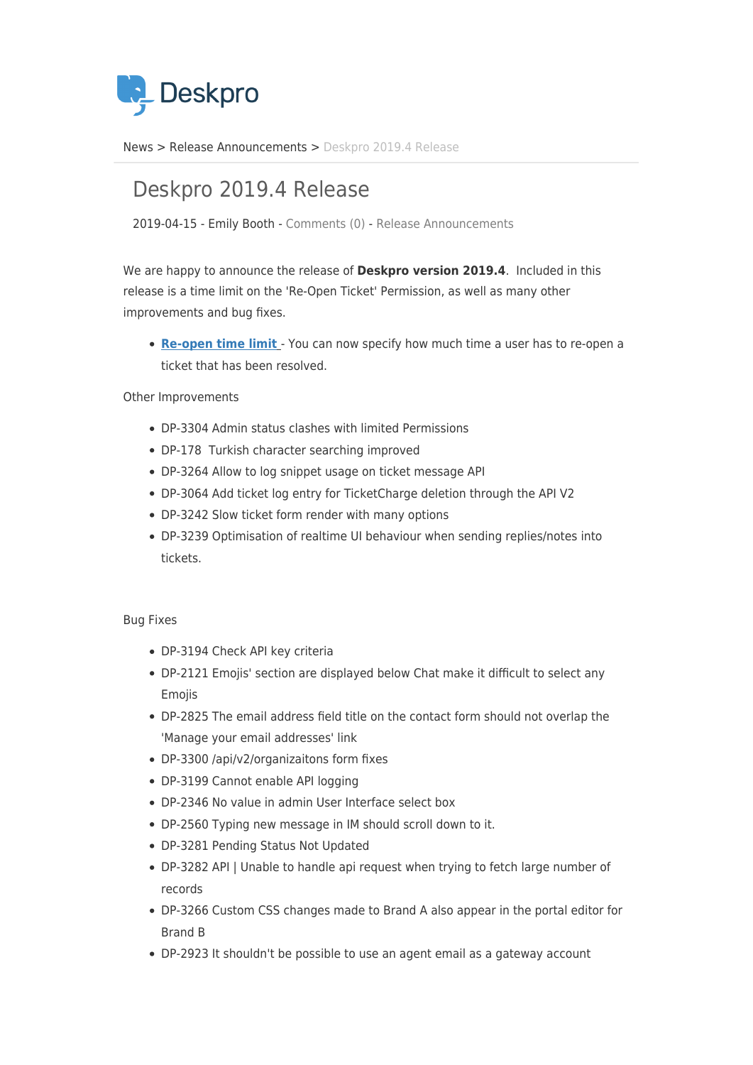Deskpro

News > Release Announcements > Deskpro 2019.4 Release

# Deskpro 2019.4 Release

2019-04-15 - Emily Booth - Comments (0) - Release Announcements

We are happy to announce the release of **Deskpro version 2019.4**. Included in this release is a time limit on the 'Re-Open Ticket' Permission, as well as many other improvements and bug fixes.

- **Re-open time limit** - You can now specify how much time a user has to re-open a ticket that has been resolved.

Other Improvements

- DP-3304 Admin status clashes with limited Permissions
- DP-178 Turkish character searching improved
- DP-3264 Allow to log snippet usage on ticket message API
- DP-3064 Add ticket log entry for TicketCharge deletion through the API V2
- DP-3242 Slow ticket form render with many options
- DP-3239 Optimisation of realtime UI behaviour when sending replies/notes into tickets.

Bug Fixes

- DP-3194 Check API key criteria
- DP-2121 Emojis' section are displayed below Chat make it difficult to select any Emojis
- DP-2825 The email address field title on the contact form should not overlap the 'Manage your email addresses' link
- DP-3300 /api/v2/organizaitons form fixes
- DP-3199 Cannot enable API logging
- DP-2346 No value in admin User Interface select box
- DP-2560 Typing new message in IM should scroll down to it.
- DP-3281 Pending Status Not Updated
- DP-3282 API | Unable to handle api request when trying to fetch large number of records
- DP-3266 Custom CSS changes made to Brand A also appear in the portal editor for Brand B
- DP-2923 It shouldn't be possible to use an agent email as a gateway account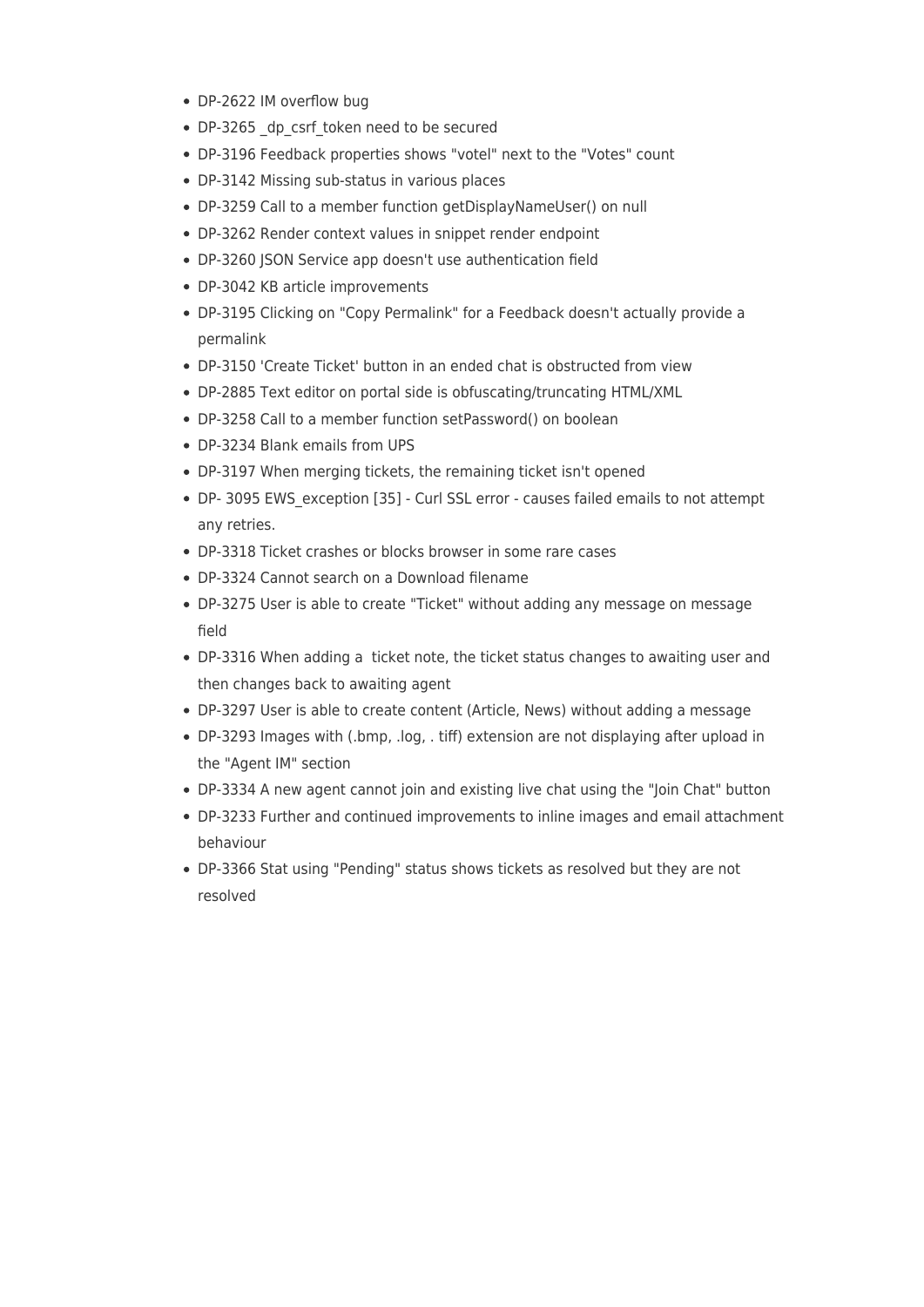- DP-2622 IM overflow bug
- DP-3265 _dp_csrf_token need to be secured
- DP-3196 Feedback properties shows "votel" next to the "Votes" count
- DP-3142 Missing sub-status in various places
- DP-3259 Call to a member function getDisplayNameUser() on null
- DP-3262 Render context values in snippet render endpoint
- DP-3260 JSON Service app doesn't use authentication field
- DP-3042 KB article improvements
- DP-3195 Clicking on "Copy Permalink" for a Feedback doesn't actually provide a permalink
- DP-3150 'Create Ticket' button in an ended chat is obstructed from view
- DP-2885 Text editor on portal side is obfuscating/truncating HTML/XML
- DP-3258 Call to a member function setPassword() on boolean
- DP-3234 Blank emails from UPS
- DP-3197 When merging tickets, the remaining ticket isn't opened
- DP- 3095 EWS_exception [35] - Curl SSL error - causes failed emails to not attempt any retries.
- DP-3318 Ticket crashes or blocks browser in some rare cases
- DP-3324 Cannot search on a Download filename
- DP-3275 User is able to create "Ticket" without adding any message on message field
- DP-3316 When adding a ticket note, the ticket status changes to awaiting user and then changes back to awaiting agent
- DP-3297 User is able to create content (Article, News) without adding a message
- DP-3293 Images with (.bmp, .log, . tiff) extension are not displaying after upload in the "Agent IM" section
- DP-3334 A new agent cannot join and existing live chat using the "Join Chat" button
- DP-3233 Further and continued improvements to inline images and email attachment behaviour
- DP-3366 Stat using "Pending" status shows tickets as resolved but they are not resolved